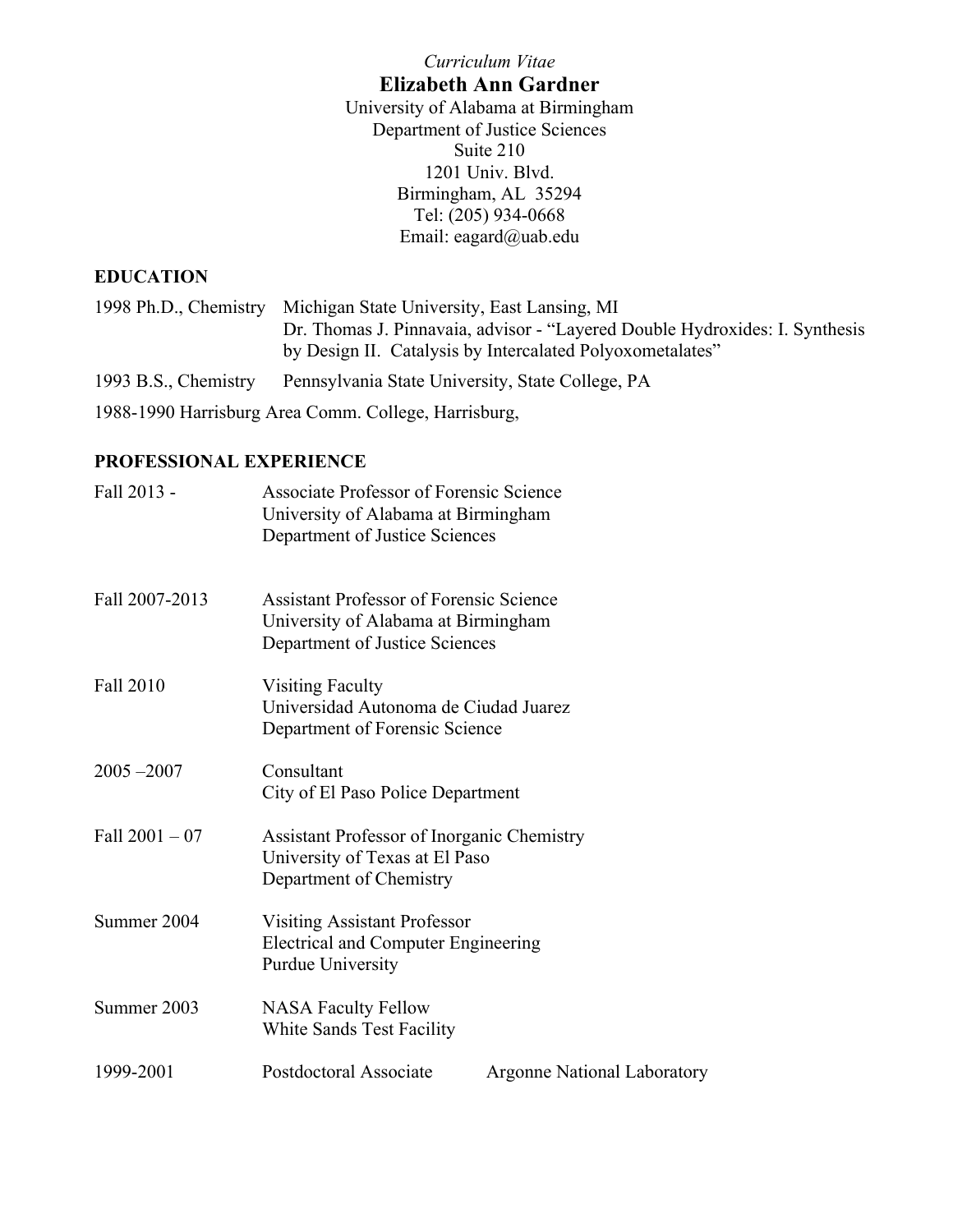*Curriculum Vitae*

# Elizabeth Ann Gardner

University of Alabama at Birmingham
Department of Justice Sciences
Suite 210
1201 Univ. Blvd.
Birmingham, AL 35294
Tel: (205) 934-0668
Email: eagard@uab.edu

## EDUCATION

1998 Ph.D., Chemistry — Michigan State University, East Lansing, MI
Dr. Thomas J. Pinnavaia, advisor - "Layered Double Hydroxides: I. Synthesis by Design II. Catalysis by Intercalated Polyoxometalates"

1993 B.S., Chemistry — Pennsylvania State University, State College, PA

1988-1990 Harrisburg Area Comm. College, Harrisburg,

## PROFESSIONAL EXPERIENCE

**Fall 2013 -**
Associate Professor of Forensic Science
University of Alabama at Birmingham
Department of Justice Sciences

**Fall 2007-2013**
Assistant Professor of Forensic Science
University of Alabama at Birmingham
Department of Justice Sciences

**Fall 2010**
Visiting Faculty
Universidad Autonoma de Ciudad Juarez
Department of Forensic Science

**2005 –2007**
Consultant
City of El Paso Police Department

**Fall 2001 – 07**
Assistant Professor of Inorganic Chemistry
University of Texas at El Paso
Department of Chemistry

**Summer 2004**
Visiting Assistant Professor
Electrical and Computer Engineering
Purdue University

**Summer 2003**
NASA Faculty Fellow
White Sands Test Facility

**1999-2001**
Postdoctoral Associate — Argonne National Laboratory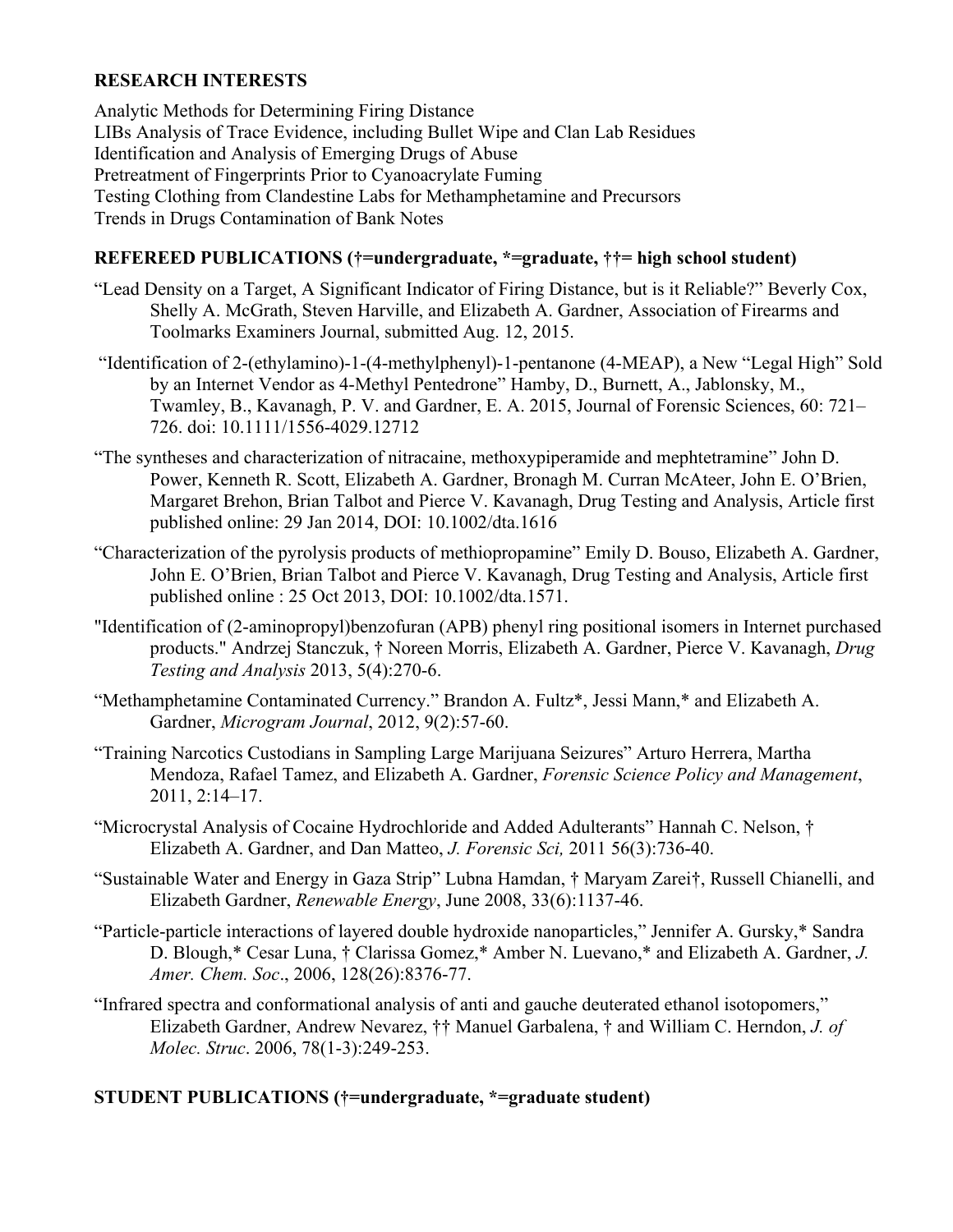**RESEARCH INTERESTS**

Analytic Methods for Determining Firing Distance
LIBs Analysis of Trace Evidence, including Bullet Wipe and Clan Lab Residues
Identification and Analysis of Emerging Drugs of Abuse
Pretreatment of Fingerprints Prior to Cyanoacrylate Fuming
Testing Clothing from Clandestine Labs for Methamphetamine and Precursors
Trends in Drugs Contamination of Bank Notes

**REFEREED PUBLICATIONS (†=undergraduate, *=graduate, ††= high school student)**

"Lead Density on a Target, A Significant Indicator of Firing Distance, but is it Reliable?" Beverly Cox, Shelly A. McGrath, Steven Harville, and Elizabeth A. Gardner, Association of Firearms and Toolmarks Examiners Journal, submitted Aug. 12, 2015.

"Identification of 2-(ethylamino)-1-(4-methylphenyl)-1-pentanone (4-MEAP), a New "Legal High" Sold by an Internet Vendor as 4-Methyl Pentedrone" Hamby, D., Burnett, A., Jablonsky, M., Twamley, B., Kavanagh, P. V. and Gardner, E. A. 2015, Journal of Forensic Sciences, 60: 721–726. doi: 10.1111/1556-4029.12712

"The syntheses and characterization of nitracaine, methoxypiperamide and mephtetramine" John D. Power, Kenneth R. Scott, Elizabeth A. Gardner, Bronagh M. Curran McAteer, John E. O'Brien, Margaret Brehon, Brian Talbot and Pierce V. Kavanagh, Drug Testing and Analysis, Article first published online: 29 Jan 2014, DOI: 10.1002/dta.1616

"Characterization of the pyrolysis products of methiopropamine" Emily D. Bouso, Elizabeth A. Gardner, John E. O'Brien, Brian Talbot and Pierce V. Kavanagh, Drug Testing and Analysis, Article first published online : 25 Oct 2013, DOI: 10.1002/dta.1571.

"Identification of (2-aminopropyl)benzofuran (APB) phenyl ring positional isomers in Internet purchased products." Andrzej Stanczuk, † Noreen Morris, Elizabeth A. Gardner, Pierce V. Kavanagh, *Drug Testing and Analysis* 2013, 5(4):270-6.

"Methamphetamine Contaminated Currency." Brandon A. Fultz*, Jessi Mann,* and Elizabeth A. Gardner, *Microgram Journal*, 2012, 9(2):57-60.

"Training Narcotics Custodians in Sampling Large Marijuana Seizures" Arturo Herrera, Martha Mendoza, Rafael Tamez, and Elizabeth A. Gardner, *Forensic Science Policy and Management*, 2011, 2:14–17.

"Microcrystal Analysis of Cocaine Hydrochloride and Added Adulterants" Hannah C. Nelson, † Elizabeth A. Gardner, and Dan Matteo, *J. Forensic Sci,* 2011 56(3):736-40.

"Sustainable Water and Energy in Gaza Strip" Lubna Hamdan, † Maryam Zarei†, Russell Chianelli, and Elizabeth Gardner, *Renewable Energy*, June 2008, 33(6):1137-46.

"Particle-particle interactions of layered double hydroxide nanoparticles," Jennifer A. Gursky,* Sandra D. Blough,* Cesar Luna, † Clarissa Gomez,* Amber N. Luevano,* and Elizabeth A. Gardner, *J. Amer. Chem. Soc*., 2006, 128(26):8376-77.

"Infrared spectra and conformational analysis of anti and gauche deuterated ethanol isotopomers," Elizabeth Gardner, Andrew Nevarez, †† Manuel Garbalena, † and William C. Herndon, *J. of Molec. Struc*. 2006, 78(1-3):249-253.

**STUDENT PUBLICATIONS (†=undergraduate, *=graduate student)**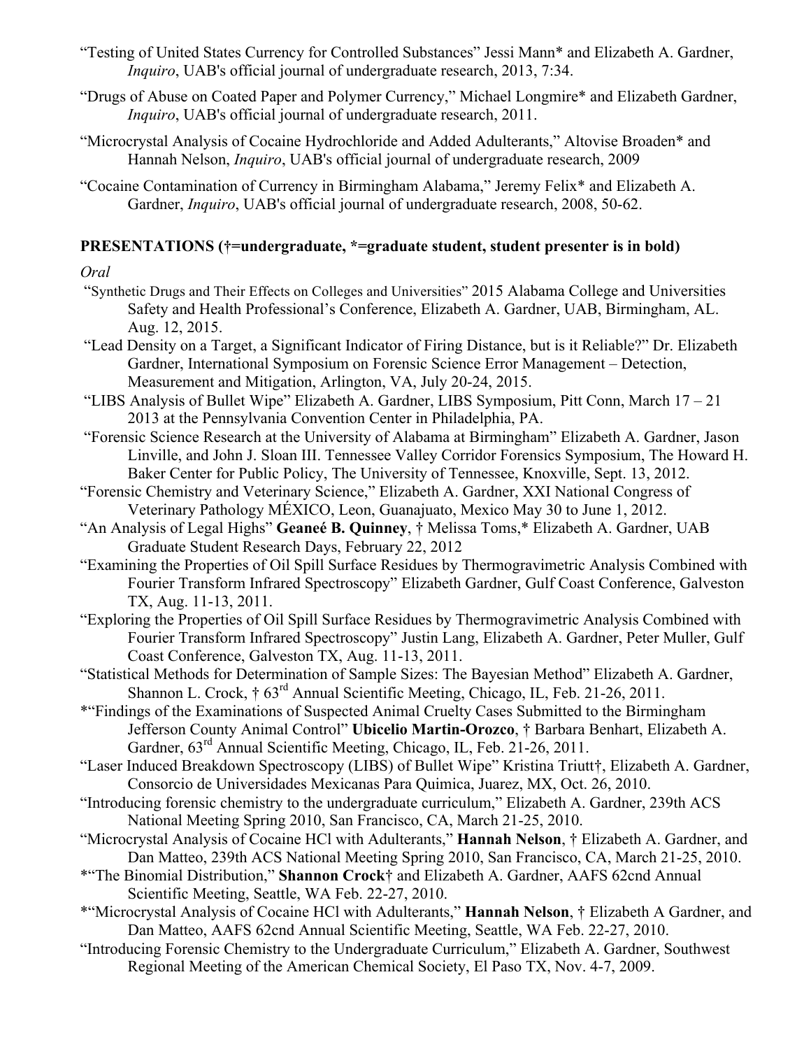"Testing of United States Currency for Controlled Substances" Jessi Mann* and Elizabeth A. Gardner, *Inquiro*, UAB's official journal of undergraduate research, 2013, 7:34.

"Drugs of Abuse on Coated Paper and Polymer Currency," Michael Longmire* and Elizabeth Gardner, *Inquiro*, UAB's official journal of undergraduate research, 2011.

"Microcrystal Analysis of Cocaine Hydrochloride and Added Adulterants," Altovise Broaden* and Hannah Nelson, *Inquiro*, UAB's official journal of undergraduate research, 2009

"Cocaine Contamination of Currency in Birmingham Alabama," Jeremy Felix* and Elizabeth A. Gardner, *Inquiro*, UAB's official journal of undergraduate research, 2008, 50-62.

## PRESENTATIONS (†=undergraduate, *=graduate student, student presenter is in bold)

*Oral*

"Synthetic Drugs and Their Effects on Colleges and Universities" 2015 Alabama College and Universities Safety and Health Professional's Conference, Elizabeth A. Gardner, UAB, Birmingham, AL. Aug. 12, 2015.

"Lead Density on a Target, a Significant Indicator of Firing Distance, but is it Reliable?" Dr. Elizabeth Gardner, International Symposium on Forensic Science Error Management – Detection, Measurement and Mitigation, Arlington, VA, July 20-24, 2015.

"LIBS Analysis of Bullet Wipe" Elizabeth A. Gardner, LIBS Symposium, Pitt Conn, March 17 – 21 2013 at the Pennsylvania Convention Center in Philadelphia, PA.

"Forensic Science Research at the University of Alabama at Birmingham" Elizabeth A. Gardner, Jason Linville, and John J. Sloan III. Tennessee Valley Corridor Forensics Symposium, The Howard H. Baker Center for Public Policy, The University of Tennessee, Knoxville, Sept. 13, 2012.

"Forensic Chemistry and Veterinary Science," Elizabeth A. Gardner, XXI National Congress of Veterinary Pathology MÉXICO, Leon, Guanajuato, Mexico May 30 to June 1, 2012.

"An Analysis of Legal Highs" **Geaneé B. Quinney**, † Melissa Toms,* Elizabeth A. Gardner, UAB Graduate Student Research Days, February 22, 2012

"Examining the Properties of Oil Spill Surface Residues by Thermogravimetric Analysis Combined with Fourier Transform Infrared Spectroscopy" Elizabeth Gardner, Gulf Coast Conference, Galveston TX, Aug. 11-13, 2011.

"Exploring the Properties of Oil Spill Surface Residues by Thermogravimetric Analysis Combined with Fourier Transform Infrared Spectroscopy" Justin Lang, Elizabeth A. Gardner, Peter Muller, Gulf Coast Conference, Galveston TX, Aug. 11-13, 2011.

"Statistical Methods for Determination of Sample Sizes: The Bayesian Method" Elizabeth A. Gardner, Shannon L. Crock, † 63rd Annual Scientific Meeting, Chicago, IL, Feb. 21-26, 2011.

*"Findings of the Examinations of Suspected Animal Cruelty Cases Submitted to the Birmingham Jefferson County Animal Control" **Ubicelio Martin-Orozco**, † Barbara Benhart, Elizabeth A. Gardner, 63rd Annual Scientific Meeting, Chicago, IL, Feb. 21-26, 2011.

"Laser Induced Breakdown Spectroscopy (LIBS) of Bullet Wipe" Kristina Triutt†, Elizabeth A. Gardner, Consorcio de Universidades Mexicanas Para Quimica, Juarez, MX, Oct. 26, 2010.

"Introducing forensic chemistry to the undergraduate curriculum," Elizabeth A. Gardner, 239th ACS National Meeting Spring 2010, San Francisco, CA, March 21-25, 2010.

"Microcrystal Analysis of Cocaine HCl with Adulterants," **Hannah Nelson**, † Elizabeth A. Gardner, and Dan Matteo, 239th ACS National Meeting Spring 2010, San Francisco, CA, March 21-25, 2010.

*"The Binomial Distribution," **Shannon Crock**† and Elizabeth A. Gardner, AAFS 62cnd Annual Scientific Meeting, Seattle, WA Feb. 22-27, 2010.

*"Microcrystal Analysis of Cocaine HCl with Adulterants," **Hannah Nelson**, † Elizabeth A Gardner, and Dan Matteo, AAFS 62cnd Annual Scientific Meeting, Seattle, WA Feb. 22-27, 2010.

"Introducing Forensic Chemistry to the Undergraduate Curriculum," Elizabeth A. Gardner, Southwest Regional Meeting of the American Chemical Society, El Paso TX, Nov. 4-7, 2009.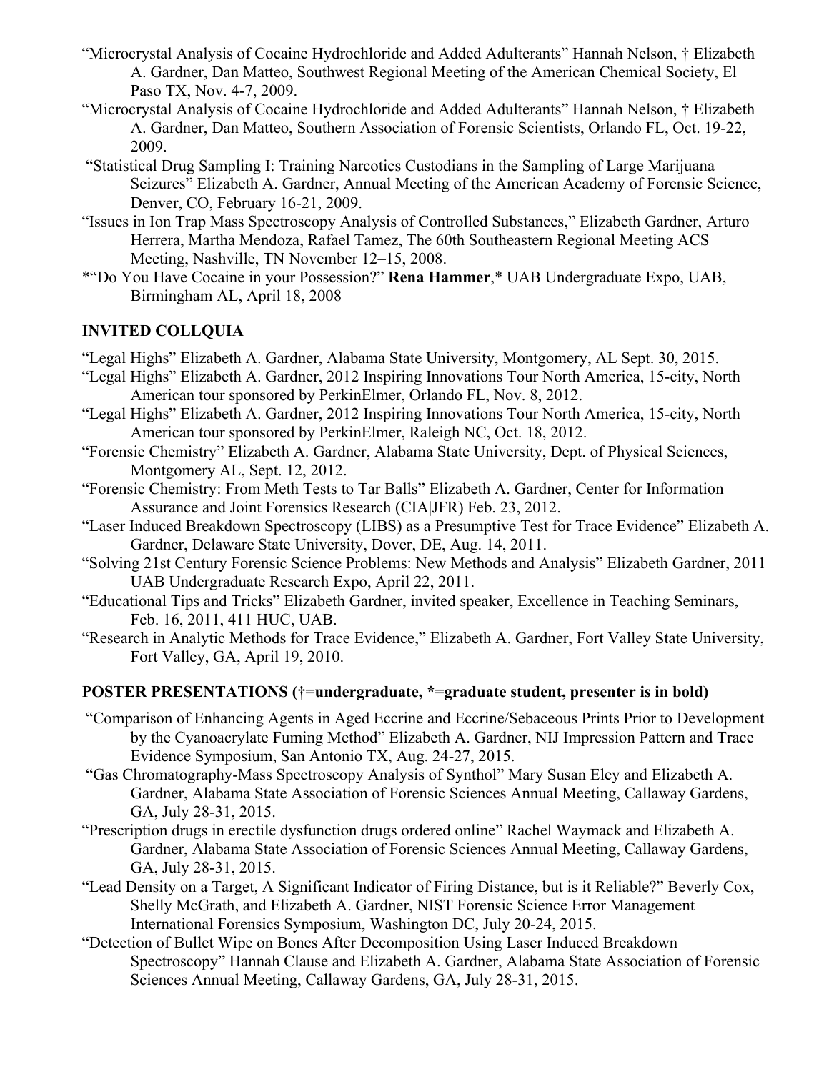"Microcrystal Analysis of Cocaine Hydrochloride and Added Adulterants" Hannah Nelson, † Elizabeth A. Gardner, Dan Matteo, Southwest Regional Meeting of the American Chemical Society, El Paso TX, Nov. 4-7, 2009.

"Microcrystal Analysis of Cocaine Hydrochloride and Added Adulterants" Hannah Nelson, † Elizabeth A. Gardner, Dan Matteo, Southern Association of Forensic Scientists, Orlando FL, Oct. 19-22, 2009.

"Statistical Drug Sampling I: Training Narcotics Custodians in the Sampling of Large Marijuana Seizures" Elizabeth A. Gardner, Annual Meeting of the American Academy of Forensic Science, Denver, CO, February 16-21, 2009.

"Issues in Ion Trap Mass Spectroscopy Analysis of Controlled Substances," Elizabeth Gardner, Arturo Herrera, Martha Mendoza, Rafael Tamez, The 60th Southeastern Regional Meeting ACS Meeting, Nashville, TN November 12–15, 2008.

*"Do You Have Cocaine in your Possession?" **Rena Hammer**,* UAB Undergraduate Expo, UAB, Birmingham AL, April 18, 2008

## INVITED COLLQUIA

"Legal Highs" Elizabeth A. Gardner, Alabama State University, Montgomery, AL Sept. 30, 2015.

"Legal Highs" Elizabeth A. Gardner, 2012 Inspiring Innovations Tour North America, 15-city, North American tour sponsored by PerkinElmer, Orlando FL, Nov. 8, 2012.

"Legal Highs" Elizabeth A. Gardner, 2012 Inspiring Innovations Tour North America, 15-city, North American tour sponsored by PerkinElmer, Raleigh NC, Oct. 18, 2012.

"Forensic Chemistry" Elizabeth A. Gardner, Alabama State University, Dept. of Physical Sciences, Montgomery AL, Sept. 12, 2012.

"Forensic Chemistry: From Meth Tests to Tar Balls" Elizabeth A. Gardner, Center for Information Assurance and Joint Forensics Research (CIA|JFR) Feb. 23, 2012.

"Laser Induced Breakdown Spectroscopy (LIBS) as a Presumptive Test for Trace Evidence" Elizabeth A. Gardner, Delaware State University, Dover, DE, Aug. 14, 2011.

"Solving 21st Century Forensic Science Problems: New Methods and Analysis" Elizabeth Gardner, 2011 UAB Undergraduate Research Expo, April 22, 2011.

"Educational Tips and Tricks" Elizabeth Gardner, invited speaker, Excellence in Teaching Seminars, Feb. 16, 2011, 411 HUC, UAB.

"Research in Analytic Methods for Trace Evidence," Elizabeth A. Gardner, Fort Valley State University, Fort Valley, GA, April 19, 2010.

## POSTER PRESENTATIONS (†=undergraduate, *=graduate student, presenter is in bold)

"Comparison of Enhancing Agents in Aged Eccrine and Eccrine/Sebaceous Prints Prior to Development by the Cyanoacrylate Fuming Method" Elizabeth A. Gardner, NIJ Impression Pattern and Trace Evidence Symposium, San Antonio TX, Aug. 24-27, 2015.

"Gas Chromatography-Mass Spectroscopy Analysis of Synthol" Mary Susan Eley and Elizabeth A. Gardner, Alabama State Association of Forensic Sciences Annual Meeting, Callaway Gardens, GA, July 28-31, 2015.

"Prescription drugs in erectile dysfunction drugs ordered online" Rachel Waymack and Elizabeth A. Gardner, Alabama State Association of Forensic Sciences Annual Meeting, Callaway Gardens, GA, July 28-31, 2015.

"Lead Density on a Target, A Significant Indicator of Firing Distance, but is it Reliable?" Beverly Cox, Shelly McGrath, and Elizabeth A. Gardner, NIST Forensic Science Error Management International Forensics Symposium, Washington DC, July 20-24, 2015.

"Detection of Bullet Wipe on Bones After Decomposition Using Laser Induced Breakdown Spectroscopy" Hannah Clause and Elizabeth A. Gardner, Alabama State Association of Forensic Sciences Annual Meeting, Callaway Gardens, GA, July 28-31, 2015.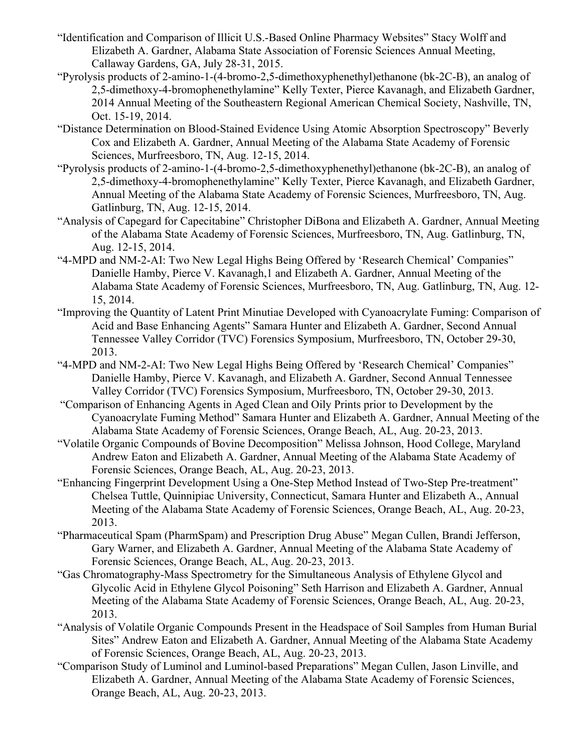"Identification and Comparison of Illicit U.S.-Based Online Pharmacy Websites" Stacy Wolff and Elizabeth A. Gardner, Alabama State Association of Forensic Sciences Annual Meeting, Callaway Gardens, GA, July 28-31, 2015.

"Pyrolysis products of 2-amino-1-(4-bromo-2,5-dimethoxyphenethyl)ethanone (bk-2C-B), an analog of 2,5-dimethoxy-4-bromophenethylamine" Kelly Texter, Pierce Kavanagh, and Elizabeth Gardner, 2014 Annual Meeting of the Southeastern Regional American Chemical Society, Nashville, TN, Oct. 15-19, 2014.

"Distance Determination on Blood-Stained Evidence Using Atomic Absorption Spectroscopy" Beverly Cox and Elizabeth A. Gardner, Annual Meeting of the Alabama State Academy of Forensic Sciences, Murfreesboro, TN, Aug. 12-15, 2014.

"Pyrolysis products of 2-amino-1-(4-bromo-2,5-dimethoxyphenethyl)ethanone (bk-2C-B), an analog of 2,5-dimethoxy-4-bromophenethylamine" Kelly Texter, Pierce Kavanagh, and Elizabeth Gardner, Annual Meeting of the Alabama State Academy of Forensic Sciences, Murfreesboro, TN, Aug. Gatlinburg, TN, Aug. 12-15, 2014.

"Analysis of Capegard for Capecitabine" Christopher DiBona and Elizabeth A. Gardner, Annual Meeting of the Alabama State Academy of Forensic Sciences, Murfreesboro, TN, Aug. Gatlinburg, TN, Aug. 12-15, 2014.

"4-MPD and NM-2-AI: Two New Legal Highs Being Offered by 'Research Chemical' Companies" Danielle Hamby, Pierce V. Kavanagh,1 and Elizabeth A. Gardner, Annual Meeting of the Alabama State Academy of Forensic Sciences, Murfreesboro, TN, Aug. Gatlinburg, TN, Aug. 12-15, 2014.

"Improving the Quantity of Latent Print Minutiae Developed with Cyanoacrylate Fuming: Comparison of Acid and Base Enhancing Agents" Samara Hunter and Elizabeth A. Gardner, Second Annual Tennessee Valley Corridor (TVC) Forensics Symposium, Murfreesboro, TN, October 29-30, 2013.

"4-MPD and NM-2-AI: Two New Legal Highs Being Offered by 'Research Chemical' Companies" Danielle Hamby, Pierce V. Kavanagh, and Elizabeth A. Gardner, Second Annual Tennessee Valley Corridor (TVC) Forensics Symposium, Murfreesboro, TN, October 29-30, 2013.

"Comparison of Enhancing Agents in Aged Clean and Oily Prints prior to Development by the Cyanoacrylate Fuming Method" Samara Hunter and Elizabeth A. Gardner, Annual Meeting of the Alabama State Academy of Forensic Sciences, Orange Beach, AL, Aug. 20-23, 2013.

"Volatile Organic Compounds of Bovine Decomposition" Melissa Johnson, Hood College, Maryland Andrew Eaton and Elizabeth A. Gardner, Annual Meeting of the Alabama State Academy of Forensic Sciences, Orange Beach, AL, Aug. 20-23, 2013.

"Enhancing Fingerprint Development Using a One-Step Method Instead of Two-Step Pre-treatment" Chelsea Tuttle, Quinnipiac University, Connecticut, Samara Hunter and Elizabeth A., Annual Meeting of the Alabama State Academy of Forensic Sciences, Orange Beach, AL, Aug. 20-23, 2013.

"Pharmaceutical Spam (PharmSpam) and Prescription Drug Abuse" Megan Cullen, Brandi Jefferson, Gary Warner, and Elizabeth A. Gardner, Annual Meeting of the Alabama State Academy of Forensic Sciences, Orange Beach, AL, Aug. 20-23, 2013.

"Gas Chromatography-Mass Spectrometry for the Simultaneous Analysis of Ethylene Glycol and Glycolic Acid in Ethylene Glycol Poisoning" Seth Harrison and Elizabeth A. Gardner, Annual Meeting of the Alabama State Academy of Forensic Sciences, Orange Beach, AL, Aug. 20-23, 2013.

"Analysis of Volatile Organic Compounds Present in the Headspace of Soil Samples from Human Burial Sites" Andrew Eaton and Elizabeth A. Gardner, Annual Meeting of the Alabama State Academy of Forensic Sciences, Orange Beach, AL, Aug. 20-23, 2013.

"Comparison Study of Luminol and Luminol-based Preparations" Megan Cullen, Jason Linville, and Elizabeth A. Gardner, Annual Meeting of the Alabama State Academy of Forensic Sciences, Orange Beach, AL, Aug. 20-23, 2013.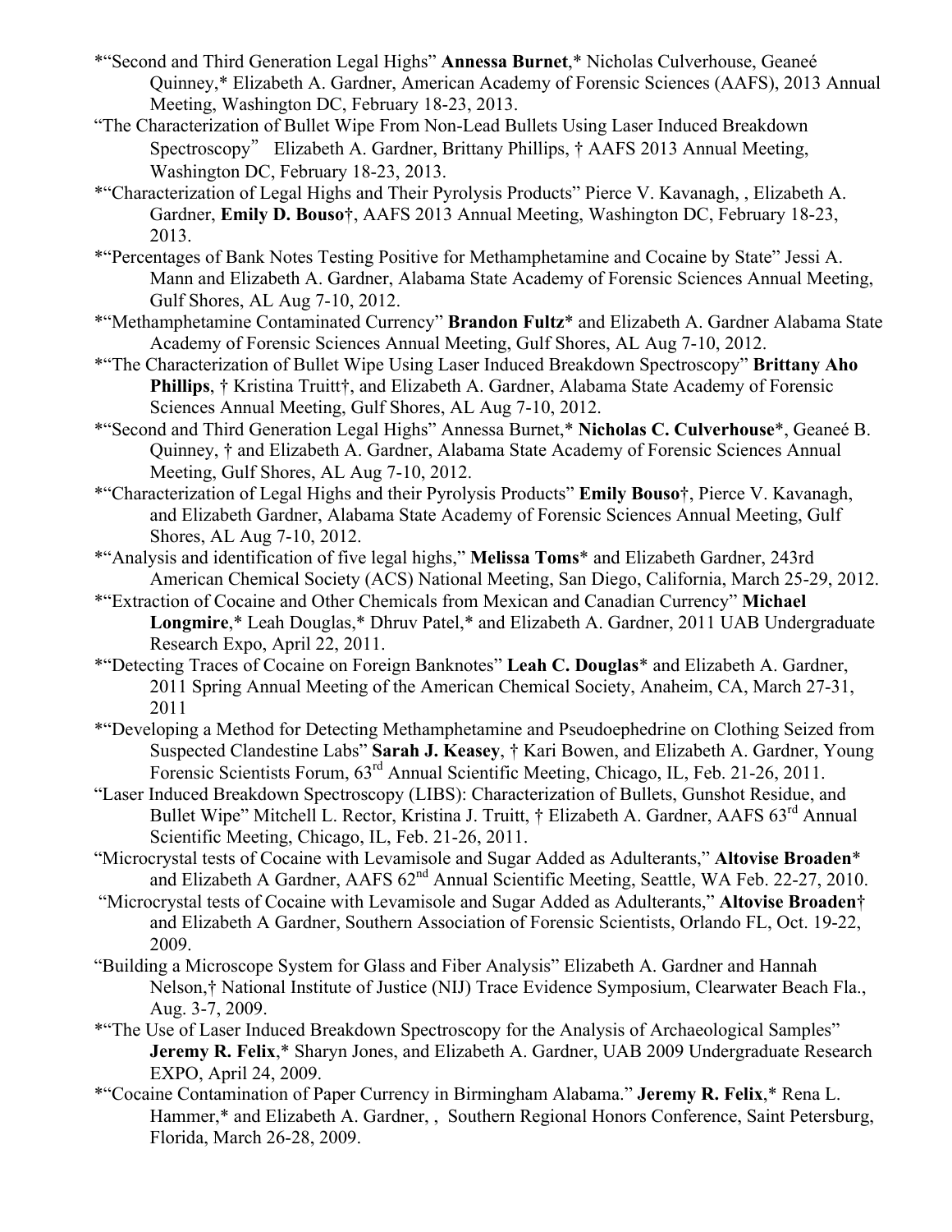*"Second and Third Generation Legal Highs" **Annessa Burnet**,* Nicholas Culverhouse, Geaneé Quinney,* Elizabeth A. Gardner, American Academy of Forensic Sciences (AAFS), 2013 Annual Meeting, Washington DC, February 18-23, 2013.

"The Characterization of Bullet Wipe From Non-Lead Bullets Using Laser Induced Breakdown Spectroscopy" Elizabeth A. Gardner, Brittany Phillips, † AAFS 2013 Annual Meeting, Washington DC, February 18-23, 2013.

*"Characterization of Legal Highs and Their Pyrolysis Products" Pierce V. Kavanagh, , Elizabeth A. Gardner, **Emily D. Bouso**†, AAFS 2013 Annual Meeting, Washington DC, February 18-23, 2013.

*"Percentages of Bank Notes Testing Positive for Methamphetamine and Cocaine by State" Jessi A. Mann and Elizabeth A. Gardner, Alabama State Academy of Forensic Sciences Annual Meeting, Gulf Shores, AL Aug 7-10, 2012.

*"Methamphetamine Contaminated Currency" **Brandon Fultz*** and Elizabeth A. Gardner Alabama State Academy of Forensic Sciences Annual Meeting, Gulf Shores, AL Aug 7-10, 2012.

*"The Characterization of Bullet Wipe Using Laser Induced Breakdown Spectroscopy" **Brittany Aho Phillips**, † Kristina Truitt†, and Elizabeth A. Gardner, Alabama State Academy of Forensic Sciences Annual Meeting, Gulf Shores, AL Aug 7-10, 2012.

*"Second and Third Generation Legal Highs" Annessa Burnet,* **Nicholas C. Culverhouse***, Geaneé B. Quinney, † and Elizabeth A. Gardner, Alabama State Academy of Forensic Sciences Annual Meeting, Gulf Shores, AL Aug 7-10, 2012.

*"Characterization of Legal Highs and their Pyrolysis Products" **Emily Bouso**†, Pierce V. Kavanagh, and Elizabeth Gardner, Alabama State Academy of Forensic Sciences Annual Meeting, Gulf Shores, AL Aug 7-10, 2012.

*"Analysis and identification of five legal highs," **Melissa Toms*** and Elizabeth Gardner, 243rd American Chemical Society (ACS) National Meeting, San Diego, California, March 25-29, 2012.

*"Extraction of Cocaine and Other Chemicals from Mexican and Canadian Currency" **Michael Longmire**,* Leah Douglas,* Dhruv Patel,* and Elizabeth A. Gardner, 2011 UAB Undergraduate Research Expo, April 22, 2011.

*"Detecting Traces of Cocaine on Foreign Banknotes" **Leah C. Douglas*** and Elizabeth A. Gardner, 2011 Spring Annual Meeting of the American Chemical Society, Anaheim, CA, March 27-31, 2011

*"Developing a Method for Detecting Methamphetamine and Pseudoephedrine on Clothing Seized from Suspected Clandestine Labs" **Sarah J. Keasey**, † Kari Bowen, and Elizabeth A. Gardner, Young Forensic Scientists Forum, 63rd Annual Scientific Meeting, Chicago, IL, Feb. 21-26, 2011.

"Laser Induced Breakdown Spectroscopy (LIBS): Characterization of Bullets, Gunshot Residue, and Bullet Wipe" Mitchell L. Rector, Kristina J. Truitt, † Elizabeth A. Gardner, AAFS 63rd Annual Scientific Meeting, Chicago, IL, Feb. 21-26, 2011.

"Microcrystal tests of Cocaine with Levamisole and Sugar Added as Adulterants," **Altovise Broaden*** and Elizabeth A Gardner, AAFS 62nd Annual Scientific Meeting, Seattle, WA Feb. 22-27, 2010.

"Microcrystal tests of Cocaine with Levamisole and Sugar Added as Adulterants," **Altovise Broaden**† and Elizabeth A Gardner, Southern Association of Forensic Scientists, Orlando FL, Oct. 19-22, 2009.

"Building a Microscope System for Glass and Fiber Analysis" Elizabeth A. Gardner and Hannah Nelson,† National Institute of Justice (NIJ) Trace Evidence Symposium, Clearwater Beach Fla., Aug. 3-7, 2009.

*"The Use of Laser Induced Breakdown Spectroscopy for the Analysis of Archaeological Samples" **Jeremy R. Felix**,* Sharyn Jones, and Elizabeth A. Gardner, UAB 2009 Undergraduate Research EXPO, April 24, 2009.

*"Cocaine Contamination of Paper Currency in Birmingham Alabama." **Jeremy R. Felix**,* Rena L. Hammer,* and Elizabeth A. Gardner, , Southern Regional Honors Conference, Saint Petersburg, Florida, March 26-28, 2009.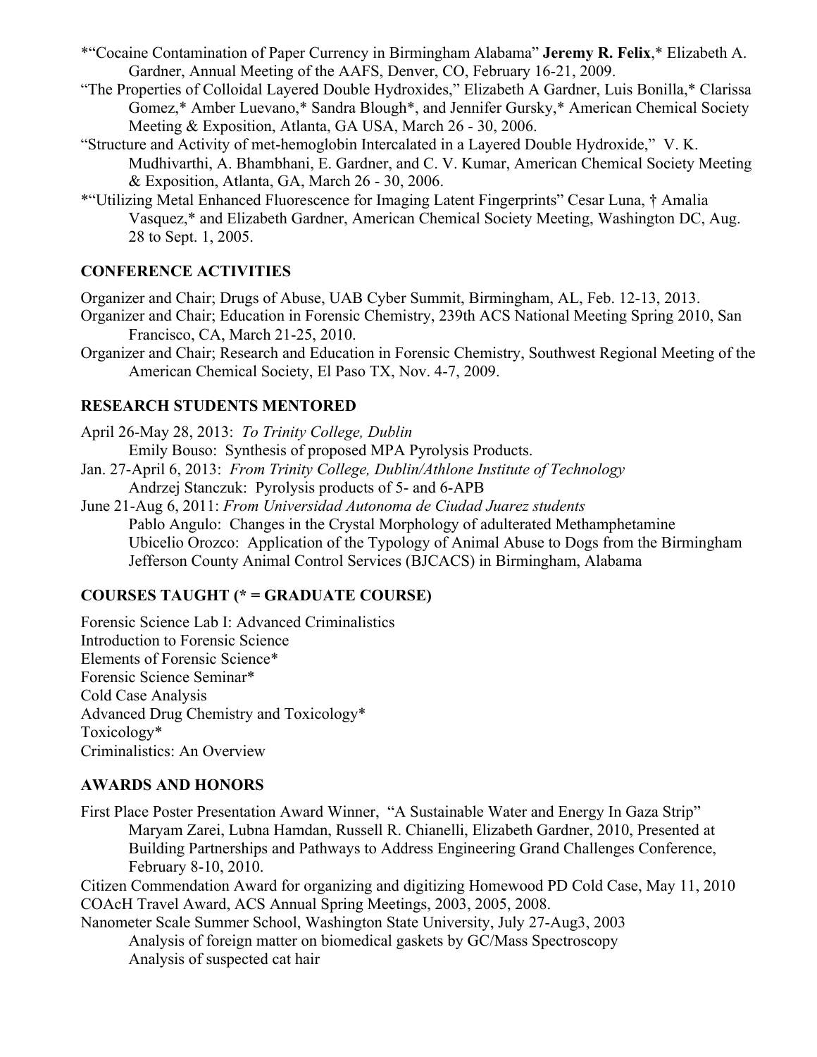*"Cocaine Contamination of Paper Currency in Birmingham Alabama" **Jeremy R. Felix**,* Elizabeth A. Gardner, Annual Meeting of the AAFS, Denver, CO, February 16-21, 2009.

"The Properties of Colloidal Layered Double Hydroxides," Elizabeth A Gardner, Luis Bonilla,* Clarissa Gomez,* Amber Luevano,* Sandra Blough*, and Jennifer Gursky,* American Chemical Society Meeting & Exposition, Atlanta, GA USA, March 26 - 30, 2006.

"Structure and Activity of met-hemoglobin Intercalated in a Layered Double Hydroxide," V. K. Mudhivarthi, A. Bhambhani, E. Gardner, and C. V. Kumar, American Chemical Society Meeting & Exposition, Atlanta, GA, March 26 - 30, 2006.

*"Utilizing Metal Enhanced Fluorescence for Imaging Latent Fingerprints" Cesar Luna, † Amalia Vasquez,* and Elizabeth Gardner, American Chemical Society Meeting, Washington DC, Aug. 28 to Sept. 1, 2005.

## CONFERENCE ACTIVITIES

Organizer and Chair; Drugs of Abuse, UAB Cyber Summit, Birmingham, AL, Feb. 12-13, 2013.

Organizer and Chair; Education in Forensic Chemistry, 239th ACS National Meeting Spring 2010, San Francisco, CA, March 21-25, 2010.

Organizer and Chair; Research and Education in Forensic Chemistry, Southwest Regional Meeting of the American Chemical Society, El Paso TX, Nov. 4-7, 2009.

## RESEARCH STUDENTS MENTORED

April 26-May 28, 2013: *To Trinity College, Dublin*
Emily Bouso: Synthesis of proposed MPA Pyrolysis Products.

Jan. 27-April 6, 2013: *From Trinity College, Dublin/Athlone Institute of Technology*
Andrzej Stanczuk: Pyrolysis products of 5- and 6-APB

June 21-Aug 6, 2011: *From Universidad Autonoma de Ciudad Juarez students*
Pablo Angulo: Changes in the Crystal Morphology of adulterated Methamphetamine
Ubicelio Orozco: Application of the Typology of Animal Abuse to Dogs from the Birmingham Jefferson County Animal Control Services (BJCACS) in Birmingham, Alabama

## COURSES TAUGHT (* = GRADUATE COURSE)

Forensic Science Lab I: Advanced Criminalistics
Introduction to Forensic Science
Elements of Forensic Science*
Forensic Science Seminar*
Cold Case Analysis
Advanced Drug Chemistry and Toxicology*
Toxicology*
Criminalistics: An Overview

## AWARDS AND HONORS

First Place Poster Presentation Award Winner, "A Sustainable Water and Energy In Gaza Strip" Maryam Zarei, Lubna Hamdan, Russell R. Chianelli, Elizabeth Gardner, 2010, Presented at Building Partnerships and Pathways to Address Engineering Grand Challenges Conference, February 8-10, 2010.

Citizen Commendation Award for organizing and digitizing Homewood PD Cold Case, May 11, 2010

COAcH Travel Award, ACS Annual Spring Meetings, 2003, 2005, 2008.

Nanometer Scale Summer School, Washington State University, July 27-Aug3, 2003
Analysis of foreign matter on biomedical gaskets by GC/Mass Spectroscopy
Analysis of suspected cat hair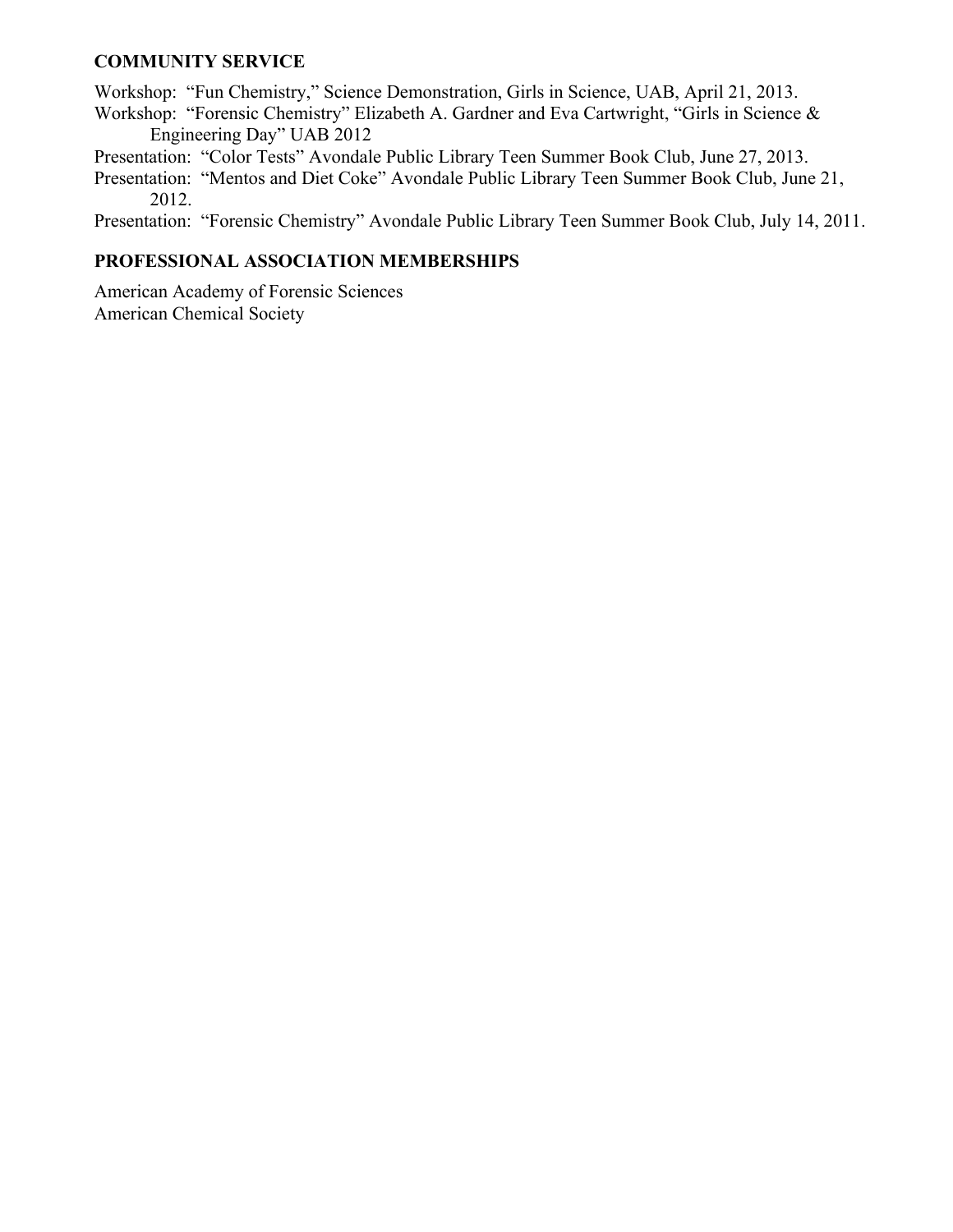## COMMUNITY SERVICE

Workshop: "Fun Chemistry," Science Demonstration, Girls in Science, UAB, April 21, 2013.
Workshop: "Forensic Chemistry" Elizabeth A. Gardner and Eva Cartwright, "Girls in Science & Engineering Day" UAB 2012
Presentation: "Color Tests" Avondale Public Library Teen Summer Book Club, June 27, 2013.
Presentation: "Mentos and Diet Coke" Avondale Public Library Teen Summer Book Club, June 21, 2012.
Presentation: "Forensic Chemistry" Avondale Public Library Teen Summer Book Club, July 14, 2011.

## PROFESSIONAL ASSOCIATION MEMBERSHIPS

American Academy of Forensic Sciences
American Chemical Society